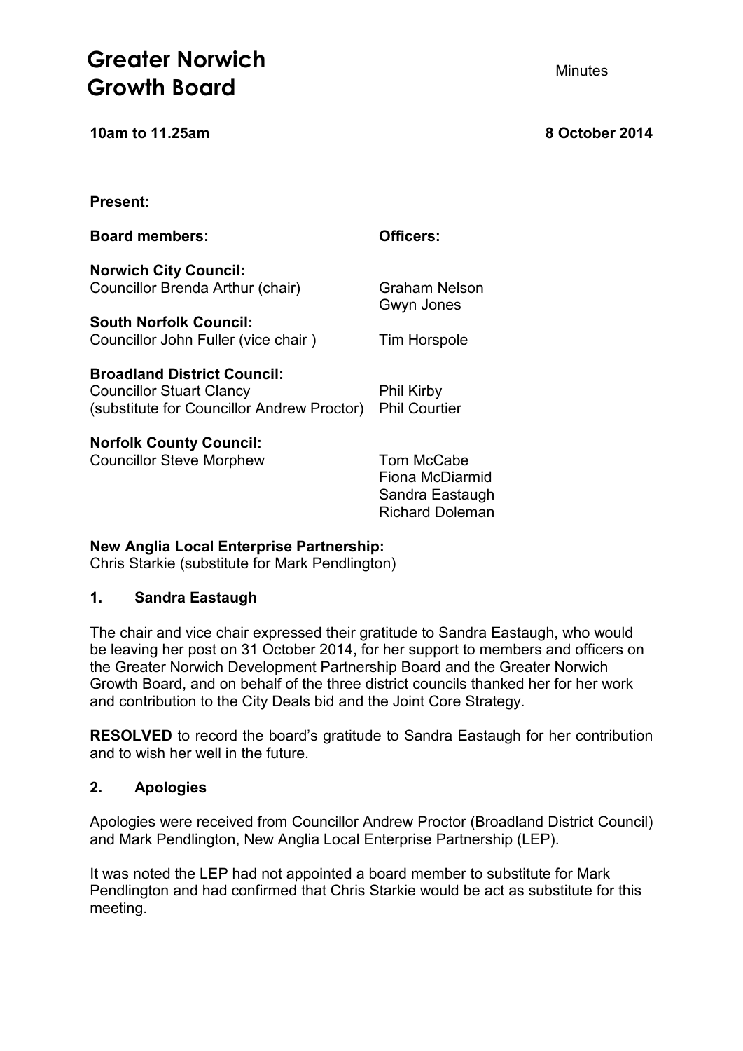# Greater Norwich Growth Board

Minutes

**10am to 11.25am** **8 October 2014**

**Present:**

| **Board members:** | **Officers:** |
|---|---|
| **Norwich City Council:** | |
| Councillor Brenda Arthur (chair) | Graham Nelson<br>Gwyn Jones |
| **South Norfolk Council:** | |
| Councillor John Fuller (vice chair ) | Tim Horspole |
| **Broadland District Council:** | |
| Councillor Stuart Clancy<br>(substitute for Councillor Andrew Proctor) | Phil Kirby<br>Phil Courtier |
| **Norfolk County Council:** | |
| Councillor Steve Morphew | Tom McCabe<br>Fiona McDiarmid<br>Sandra Eastaugh<br>Richard Doleman |

**New Anglia Local Enterprise Partnership:**
Chris Starkie (substitute for Mark Pendlington)

## 1. Sandra Eastaugh

The chair and vice chair expressed their gratitude to Sandra Eastaugh, who would be leaving her post on 31 October 2014, for her support to members and officers on the Greater Norwich Development Partnership Board and the Greater Norwich Growth Board, and on behalf of the three district councils thanked her for her work and contribution to the City Deals bid and the Joint Core Strategy.

**RESOLVED** to record the board's gratitude to Sandra Eastaugh for her contribution and to wish her well in the future.

## 2. Apologies

Apologies were received from Councillor Andrew Proctor (Broadland District Council) and Mark Pendlington, New Anglia Local Enterprise Partnership (LEP).

It was noted the LEP had not appointed a board member to substitute for Mark Pendlington and had confirmed that Chris Starkie would be act as substitute for this meeting.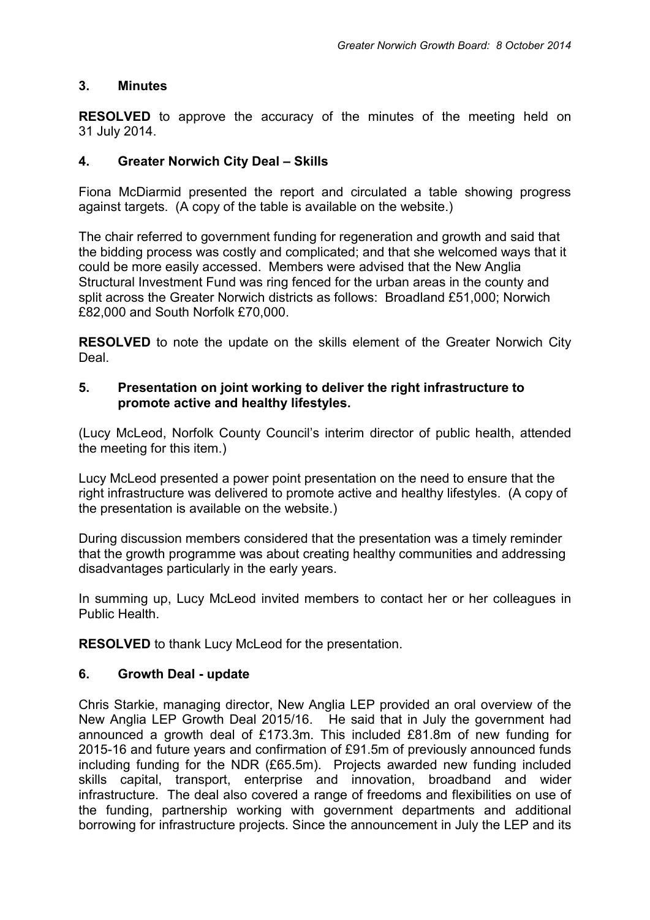## 3. Minutes

**RESOLVED** to approve the accuracy of the minutes of the meeting held on 31 July 2014.

## 4. Greater Norwich City Deal – Skills

Fiona McDiarmid presented the report and circulated a table showing progress against targets. (A copy of the table is available on the website.)

The chair referred to government funding for regeneration and growth and said that the bidding process was costly and complicated; and that she welcomed ways that it could be more easily accessed. Members were advised that the New Anglia Structural Investment Fund was ring fenced for the urban areas in the county and split across the Greater Norwich districts as follows: Broadland £51,000; Norwich £82,000 and South Norfolk £70,000.

**RESOLVED** to note the update on the skills element of the Greater Norwich City Deal.

## 5. Presentation on joint working to deliver the right infrastructure to promote active and healthy lifestyles.

(Lucy McLeod, Norfolk County Council's interim director of public health, attended the meeting for this item.)

Lucy McLeod presented a power point presentation on the need to ensure that the right infrastructure was delivered to promote active and healthy lifestyles. (A copy of the presentation is available on the website.)

During discussion members considered that the presentation was a timely reminder that the growth programme was about creating healthy communities and addressing disadvantages particularly in the early years.

In summing up, Lucy McLeod invited members to contact her or her colleagues in Public Health.

**RESOLVED** to thank Lucy McLeod for the presentation.

## 6. Growth Deal - update

Chris Starkie, managing director, New Anglia LEP provided an oral overview of the New Anglia LEP Growth Deal 2015/16. He said that in July the government had announced a growth deal of £173.3m. This included £81.8m of new funding for 2015-16 and future years and confirmation of £91.5m of previously announced funds including funding for the NDR (£65.5m). Projects awarded new funding included skills capital, transport, enterprise and innovation, broadband and wider infrastructure. The deal also covered a range of freedoms and flexibilities on use of the funding, partnership working with government departments and additional borrowing for infrastructure projects. Since the announcement in July the LEP and its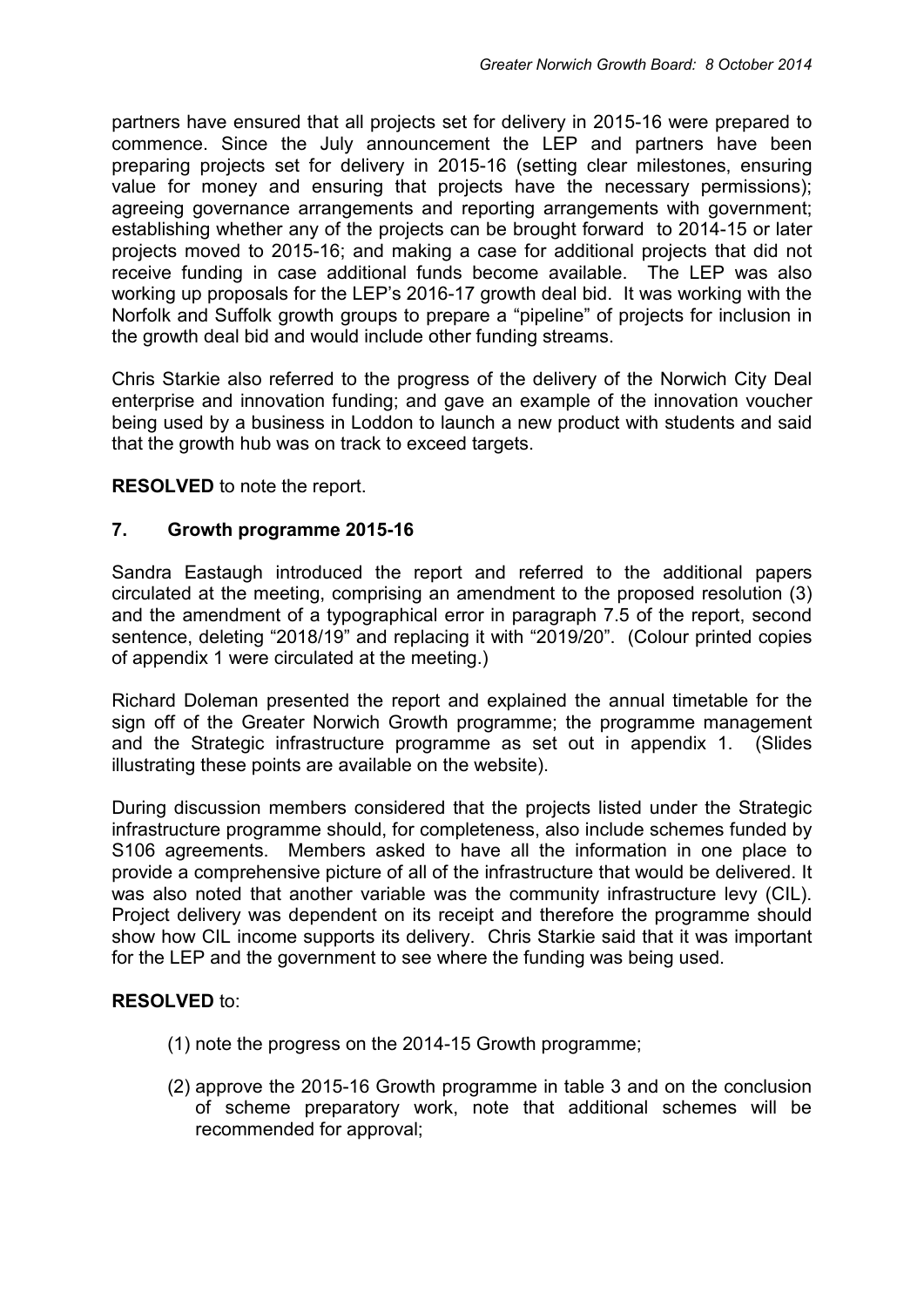partners have ensured that all projects set for delivery in 2015-16 were prepared to commence. Since the July announcement the LEP and partners have been preparing projects set for delivery in 2015-16 (setting clear milestones, ensuring value for money and ensuring that projects have the necessary permissions); agreeing governance arrangements and reporting arrangements with government; establishing whether any of the projects can be brought forward to 2014-15 or later projects moved to 2015-16; and making a case for additional projects that did not receive funding in case additional funds become available. The LEP was also working up proposals for the LEP's 2016-17 growth deal bid. It was working with the Norfolk and Suffolk growth groups to prepare a "pipeline" of projects for inclusion in the growth deal bid and would include other funding streams.

Chris Starkie also referred to the progress of the delivery of the Norwich City Deal enterprise and innovation funding; and gave an example of the innovation voucher being used by a business in Loddon to launch a new product with students and said that the growth hub was on track to exceed targets.

**RESOLVED** to note the report.

## 7. Growth programme 2015-16

Sandra Eastaugh introduced the report and referred to the additional papers circulated at the meeting, comprising an amendment to the proposed resolution (3) and the amendment of a typographical error in paragraph 7.5 of the report, second sentence, deleting "2018/19" and replacing it with "2019/20". (Colour printed copies of appendix 1 were circulated at the meeting.)

Richard Doleman presented the report and explained the annual timetable for the sign off of the Greater Norwich Growth programme; the programme management and the Strategic infrastructure programme as set out in appendix 1. (Slides illustrating these points are available on the website).

During discussion members considered that the projects listed under the Strategic infrastructure programme should, for completeness, also include schemes funded by S106 agreements. Members asked to have all the information in one place to provide a comprehensive picture of all of the infrastructure that would be delivered. It was also noted that another variable was the community infrastructure levy (CIL). Project delivery was dependent on its receipt and therefore the programme should show how CIL income supports its delivery. Chris Starkie said that it was important for the LEP and the government to see where the funding was being used.

**RESOLVED** to:

(1) note the progress on the 2014-15 Growth programme;

(2) approve the 2015-16 Growth programme in table 3 and on the conclusion of scheme preparatory work, note that additional schemes will be recommended for approval;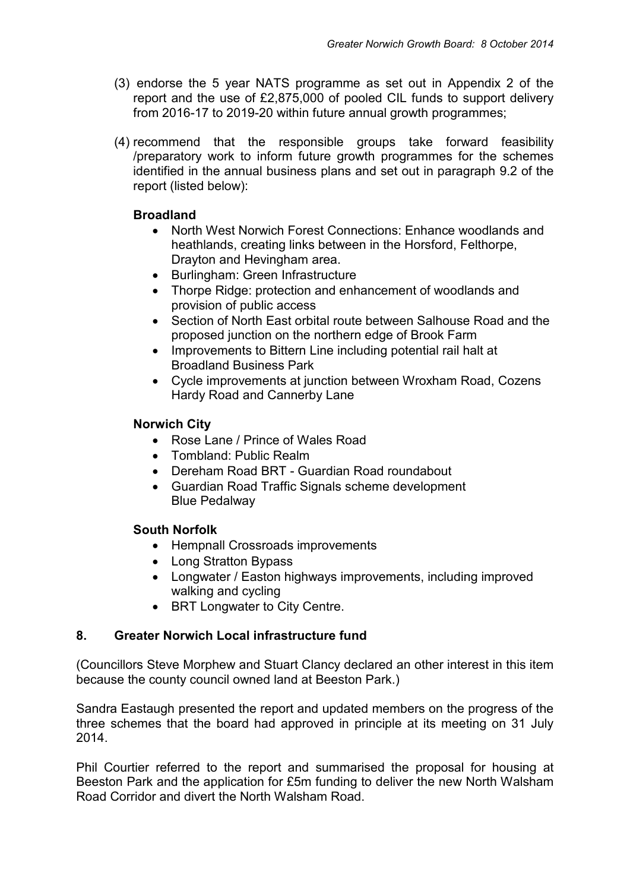(3) endorse the 5 year NATS programme as set out in Appendix 2 of the report and the use of £2,875,000 of pooled CIL funds to support delivery from 2016-17 to 2019-20 within future annual growth programmes;

(4) recommend that the responsible groups take forward feasibility /preparatory work to inform future growth programmes for the schemes identified in the annual business plans and set out in paragraph 9.2 of the report (listed below):

**Broadland**

- North West Norwich Forest Connections: Enhance woodlands and heathlands, creating links between in the Horsford, Felthorpe, Drayton and Hevingham area.
- Burlingham: Green Infrastructure
- Thorpe Ridge: protection and enhancement of woodlands and provision of public access
- Section of North East orbital route between Salhouse Road and the proposed junction on the northern edge of Brook Farm
- Improvements to Bittern Line including potential rail halt at Broadland Business Park
- Cycle improvements at junction between Wroxham Road, Cozens Hardy Road and Cannerby Lane

**Norwich City**

- Rose Lane / Prince of Wales Road
- Tombland: Public Realm
- Dereham Road BRT - Guardian Road roundabout
- Guardian Road Traffic Signals scheme development
  Blue Pedalway

**South Norfolk**

- Hempnall Crossroads improvements
- Long Stratton Bypass
- Longwater / Easton highways improvements, including improved walking and cycling
- BRT Longwater to City Centre.

## 8. Greater Norwich Local infrastructure fund

(Councillors Steve Morphew and Stuart Clancy declared an other interest in this item because the county council owned land at Beeston Park.)

Sandra Eastaugh presented the report and updated members on the progress of the three schemes that the board had approved in principle at its meeting on 31 July 2014.

Phil Courtier referred to the report and summarised the proposal for housing at Beeston Park and the application for £5m funding to deliver the new North Walsham Road Corridor and divert the North Walsham Road.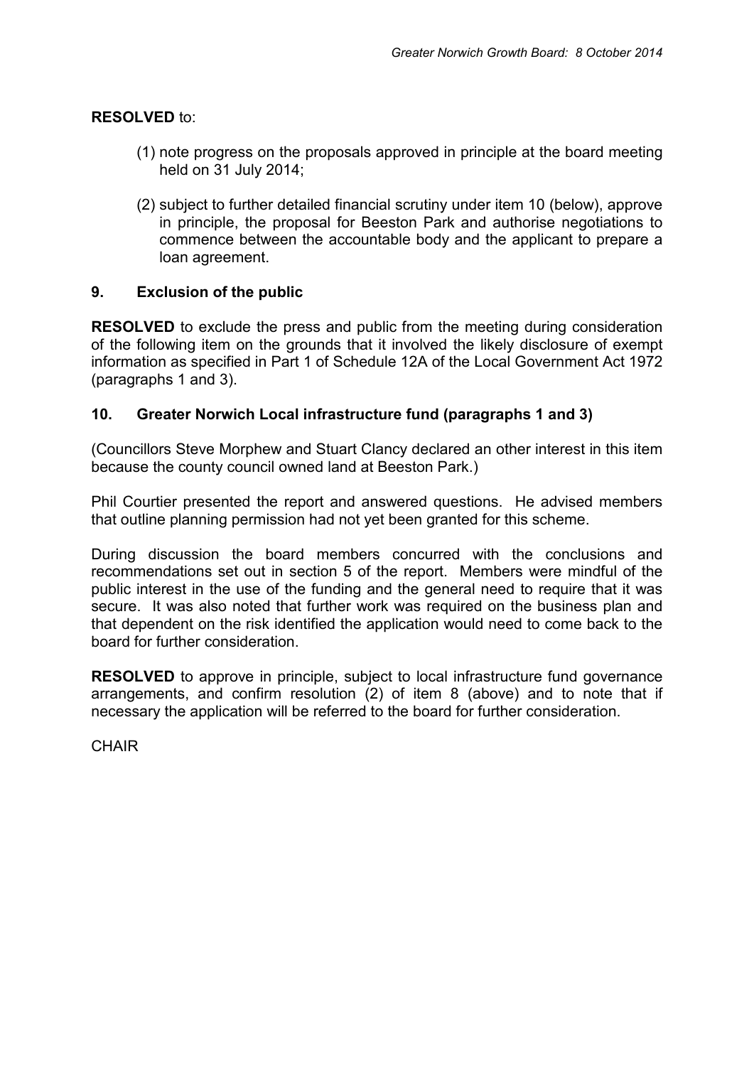**RESOLVED** to:

(1) note progress on the proposals approved in principle at the board meeting held on 31 July 2014;

(2) subject to further detailed financial scrutiny under item 10 (below), approve in principle, the proposal for Beeston Park and authorise negotiations to commence between the accountable body and the applicant to prepare a loan agreement.

## 9. Exclusion of the public

**RESOLVED** to exclude the press and public from the meeting during consideration of the following item on the grounds that it involved the likely disclosure of exempt information as specified in Part 1 of Schedule 12A of the Local Government Act 1972 (paragraphs 1 and 3).

## 10. Greater Norwich Local infrastructure fund (paragraphs 1 and 3)

(Councillors Steve Morphew and Stuart Clancy declared an other interest in this item because the county council owned land at Beeston Park.)

Phil Courtier presented the report and answered questions. He advised members that outline planning permission had not yet been granted for this scheme.

During discussion the board members concurred with the conclusions and recommendations set out in section 5 of the report. Members were mindful of the public interest in the use of the funding and the general need to require that it was secure. It was also noted that further work was required on the business plan and that dependent on the risk identified the application would need to come back to the board for further consideration.

**RESOLVED** to approve in principle, subject to local infrastructure fund governance arrangements, and confirm resolution (2) of item 8 (above) and to note that if necessary the application will be referred to the board for further consideration.

CHAIR